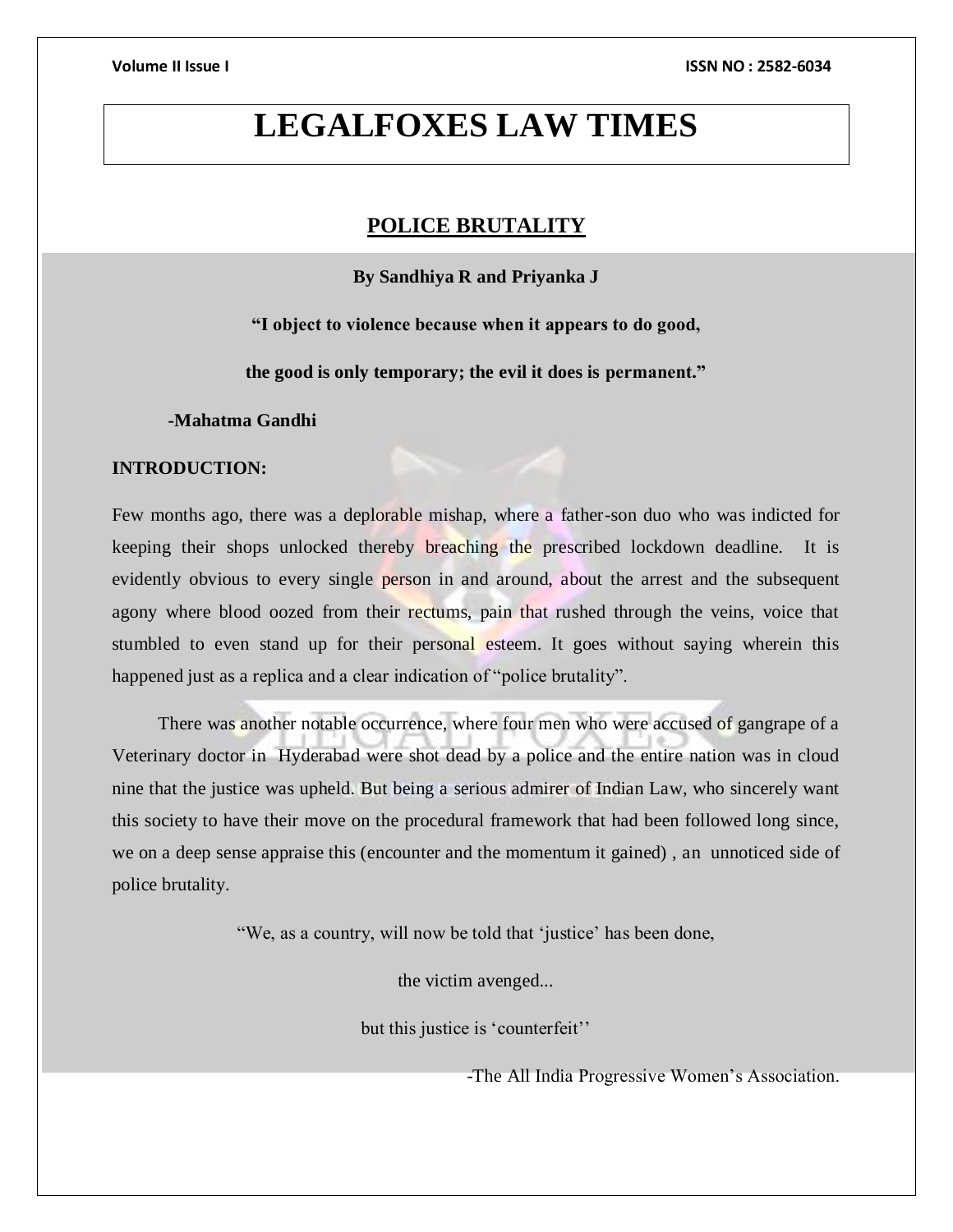# LEGALFOXES LAW TIMES

## POLICE BRUTALITY

**By Sandhiya R and Priyanka J**

**"I object to violence because when it appears to do good,**

**the good is only temporary; the evil it does is permanent."**

**-Mahatma Gandhi**

**INTRODUCTION:**

Few months ago, there was a deplorable mishap, where a father-son duo who was indicted for keeping their shops unlocked thereby breaching the prescribed lockdown deadline. It is evidently obvious to every single person in and around, about the arrest and the subsequent agony where blood oozed from their rectums, pain that rushed through the veins, voice that stumbled to even stand up for their personal esteem. It goes without saying wherein this happened just as a replica and a clear indication of "police brutality".

There was another notable occurrence, where four men who were accused of gangrape of a Veterinary doctor in Hyderabad were shot dead by a police and the entire nation was in cloud nine that the justice was upheld. But being a serious admirer of Indian Law, who sincerely want this society to have their move on the procedural framework that had been followed long since, we on a deep sense appraise this (encounter and the momentum it gained) , an unnoticed side of police brutality.

"We, as a country, will now be told that 'justice' has been done,

the victim avenged...

but this justice is 'counterfeit''

-The All India Progressive Women's Association.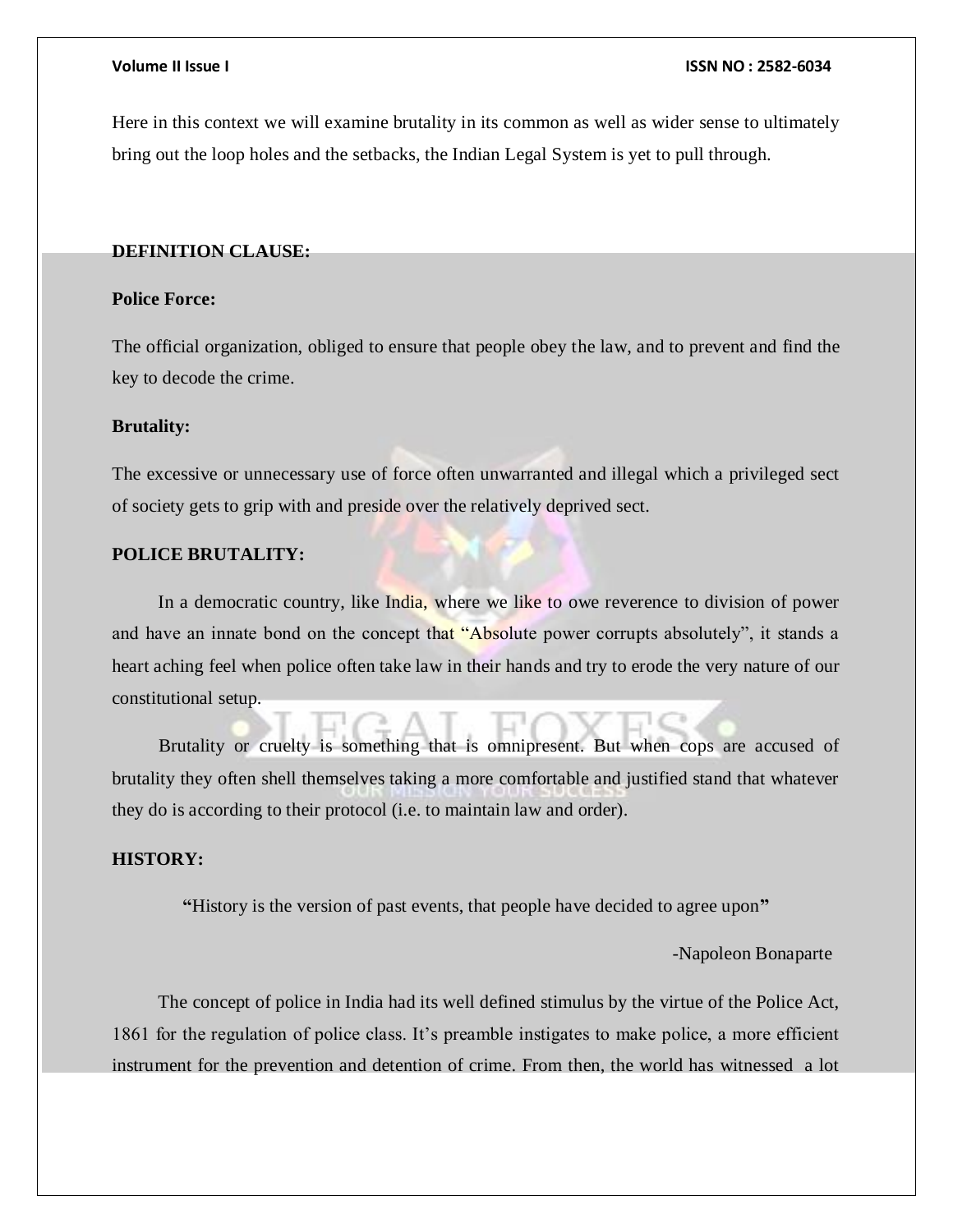Here in this context we will examine brutality in its common as well as wider sense to ultimately bring out the loop holes and the setbacks, the Indian Legal System is yet to pull through.

## DEFINITION CLAUSE:

**Police Force:**

The official organization, obliged to ensure that people obey the law, and to prevent and find the key to decode the crime.

**Brutality:**

The excessive or unnecessary use of force often unwarranted and illegal which a privileged sect of society gets to grip with and preside over the relatively deprived sect.

## POLICE BRUTALITY:

In a democratic country, like India, where we like to owe reverence to division of power and have an innate bond on the concept that "Absolute power corrupts absolutely", it stands a heart aching feel when police often take law in their hands and try to erode the very nature of our constitutional setup.

Brutality or cruelty is something that is omnipresent. But when cops are accused of brutality they often shell themselves taking a more comfortable and justified stand that whatever they do is according to their protocol (i.e. to maintain law and order).

## HISTORY:

**"**History is the version of past events, that people have decided to agree upon**"**

-Napoleon Bonaparte

The concept of police in India had its well defined stimulus by the virtue of the Police Act, 1861 for the regulation of police class. It's preamble instigates to make police, a more efficient instrument for the prevention and detention of crime. From then, the world has witnessed a lot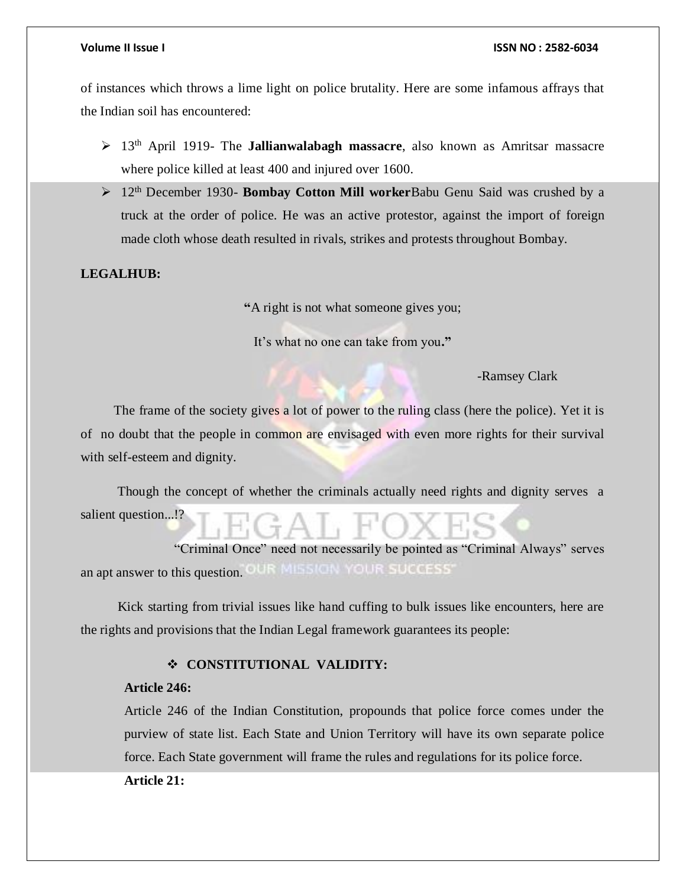of instances which throws a lime light on police brutality. Here are some infamous affrays that the Indian soil has encountered:

- 13th April 1919- The **Jallianwalabagh massacre**, also known as Amritsar massacre where police killed at least 400 and injured over 1600.
- 12th December 1930- **Bombay Cotton Mill worker**Babu Genu Said was crushed by a truck at the order of police. He was an active protestor, against the import of foreign made cloth whose death resulted in rivals, strikes and protests throughout Bombay.

**LEGALHUB:**

**"**A right is not what someone gives you;

It's what no one can take from you**."**

-Ramsey Clark

The frame of the society gives a lot of power to the ruling class (here the police). Yet it is of no doubt that the people in common are envisaged with even more rights for their survival with self-esteem and dignity.

Though the concept of whether the criminals actually need rights and dignity serves a salient question...!?

"Criminal Once" need not necessarily be pointed as "Criminal Always" serves an apt answer to this question.

Kick starting from trivial issues like hand cuffing to bulk issues like encounters, here are the rights and provisions that the Indian Legal framework guarantees its people:

- **CONSTITUTIONAL VALIDITY:**

**Article 246:**

Article 246 of the Indian Constitution, propounds that police force comes under the purview of state list. Each State and Union Territory will have its own separate police force. Each State government will frame the rules and regulations for its police force.

**Article 21:**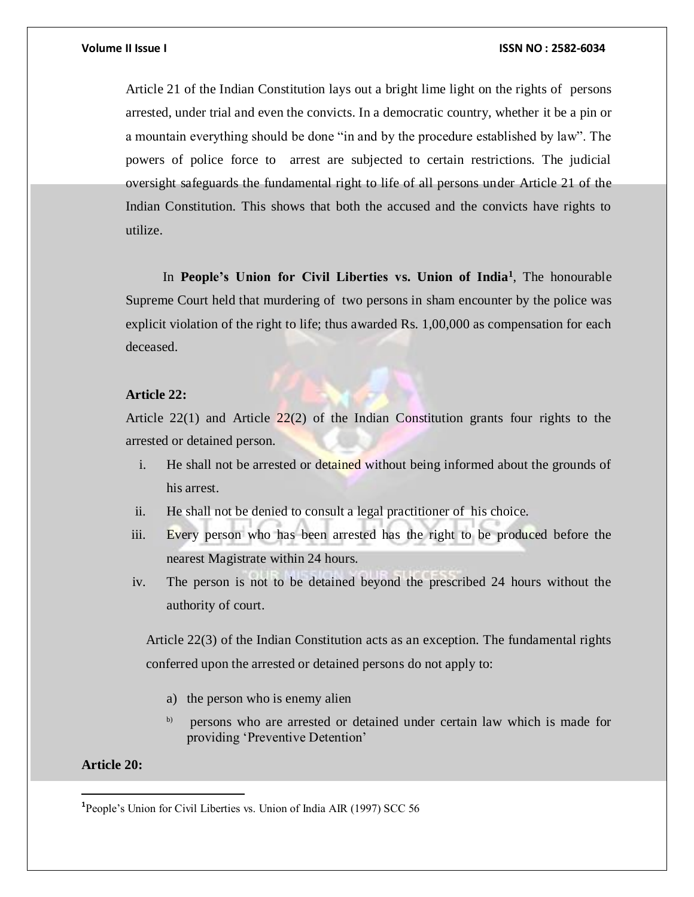Article 21 of the Indian Constitution lays out a bright lime light on the rights of persons arrested, under trial and even the convicts. In a democratic country, whether it be a pin or a mountain everything should be done "in and by the procedure established by law". The powers of police force to arrest are subjected to certain restrictions. The judicial oversight safeguards the fundamental right to life of all persons under Article 21 of the Indian Constitution. This shows that both the accused and the convicts have rights to utilize.

In **People's Union for Civil Liberties vs. Union of India**[1], The honourable Supreme Court held that murdering of two persons in sham encounter by the police was explicit violation of the right to life; thus awarded Rs. 1,00,000 as compensation for each deceased.

**Article 22:**

Article 22(1) and Article 22(2) of the Indian Constitution grants four rights to the arrested or detained person.

i. He shall not be arrested or detained without being informed about the grounds of his arrest.
ii. He shall not be denied to consult a legal practitioner of his choice.
iii. Every person who has been arrested has the right to be produced before the nearest Magistrate within 24 hours.
iv. The person is not to be detained beyond the prescribed 24 hours without the authority of court.

Article 22(3) of the Indian Constitution acts as an exception. The fundamental rights conferred upon the arrested or detained persons do not apply to:

a) the person who is enemy alien
b) persons who are arrested or detained under certain law which is made for providing 'Preventive Detention'

**Article 20:**

---

[1] People's Union for Civil Liberties vs. Union of India AIR (1997) SCC 56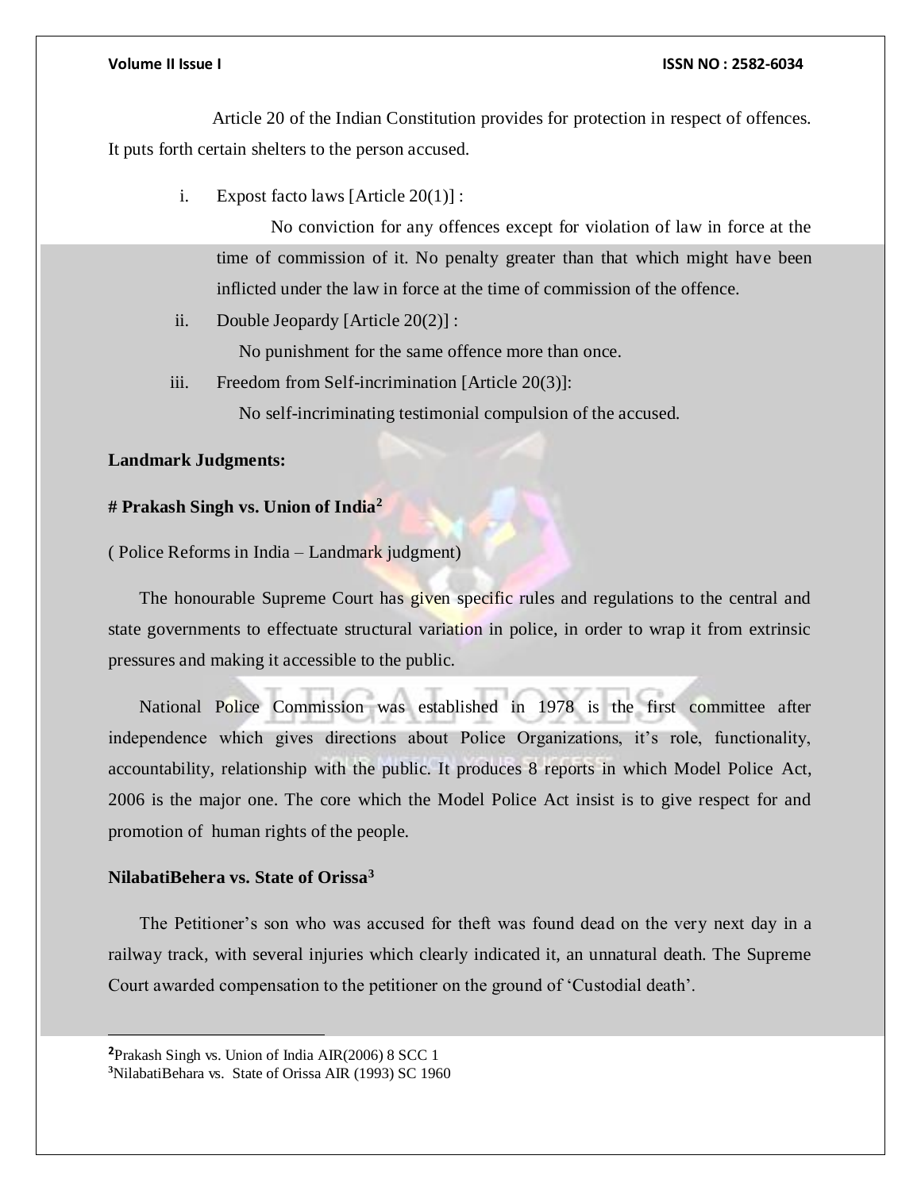Article 20 of the Indian Constitution provides for protection in respect of offences. It puts forth certain shelters to the person accused.

i. Expost facto laws [Article 20(1)] :

   No conviction for any offences except for violation of law in force at the time of commission of it. No penalty greater than that which might have been inflicted under the law in force at the time of commission of the offence.

ii. Double Jeopardy [Article 20(2)] :

   No punishment for the same offence more than once.

iii. Freedom from Self-incrimination [Article 20(3)]:

   No self-incriminating testimonial compulsion of the accused.

**Landmark Judgments:**

**# Prakash Singh vs. Union of India[2]**

( Police Reforms in India – Landmark judgment)

The honourable Supreme Court has given specific rules and regulations to the central and state governments to effectuate structural variation in police, in order to wrap it from extrinsic pressures and making it accessible to the public.

National Police Commission was established in 1978 is the first committee after independence which gives directions about Police Organizations, it's role, functionality, accountability, relationship with the public. It produces 8 reports in which Model Police Act, 2006 is the major one. The core which the Model Police Act insist is to give respect for and promotion of human rights of the people.

**NilabatiBehera vs. State of Orissa[3]**

The Petitioner's son who was accused for theft was found dead on the very next day in a railway track, with several injuries which clearly indicated it, an unnatural death. The Supreme Court awarded compensation to the petitioner on the ground of 'Custodial death'.

---

[2] Prakash Singh vs. Union of India AIR(2006) 8 SCC 1

[3] NilabatiBehara vs. State of Orissa AIR (1993) SC 1960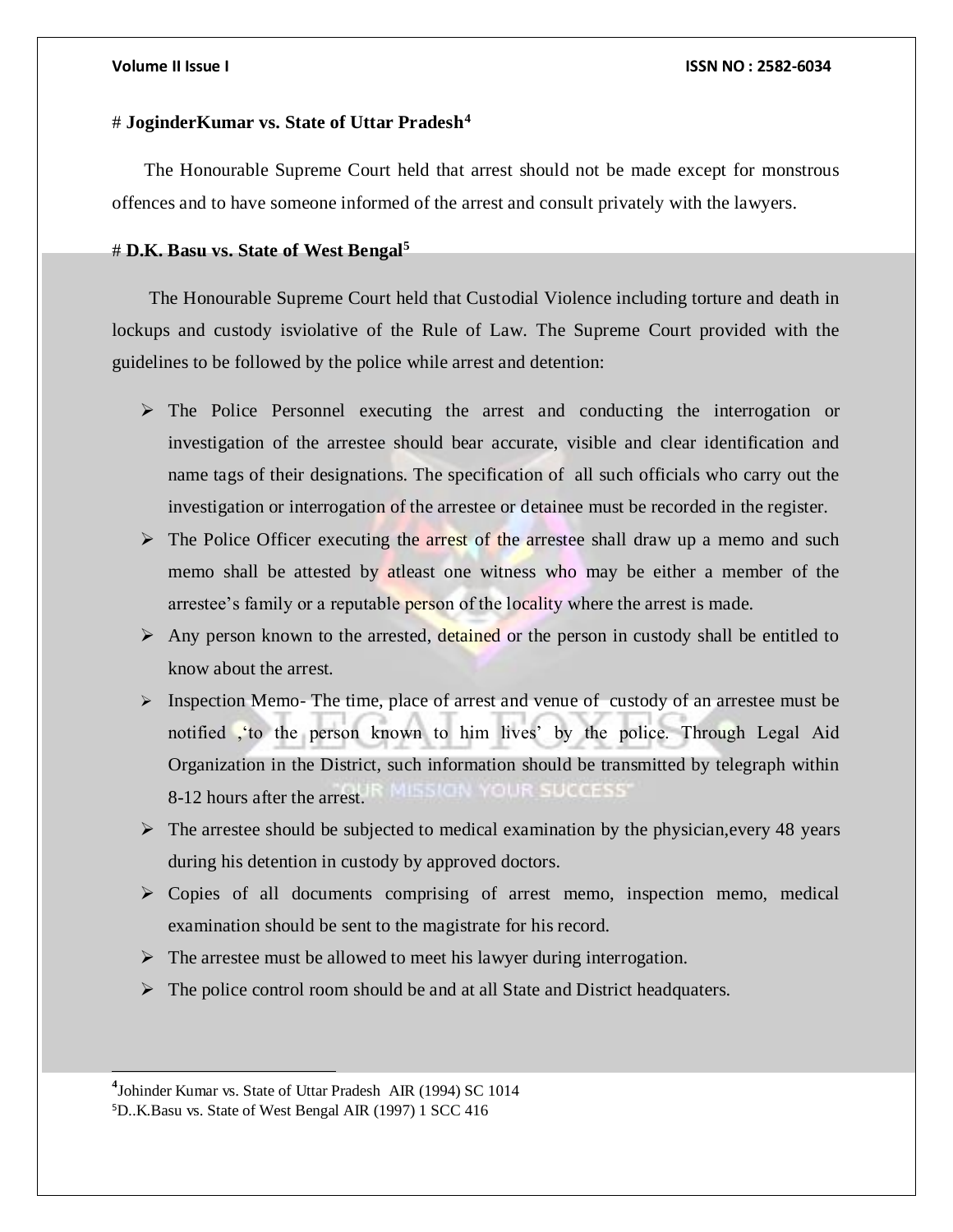# **JoginderKumar vs. State of Uttar Pradesh**[4]

The Honourable Supreme Court held that arrest should not be made except for monstrous offences and to have someone informed of the arrest and consult privately with the lawyers.

# **D.K. Basu vs. State of West Bengal**[5]

The Honourable Supreme Court held that Custodial Violence including torture and death in lockups and custody isviolative of the Rule of Law. The Supreme Court provided with the guidelines to be followed by the police while arrest and detention:

- The Police Personnel executing the arrest and conducting the interrogation or investigation of the arrestee should bear accurate, visible and clear identification and name tags of their designations. The specification of all such officials who carry out the investigation or interrogation of the arrestee or detainee must be recorded in the register.
- The Police Officer executing the arrest of the arrestee shall draw up a memo and such memo shall be attested by atleast one witness who may be either a member of the arrestee's family or a reputable person of the locality where the arrest is made.
- Any person known to the arrested, detained or the person in custody shall be entitled to know about the arrest.
- Inspection Memo- The time, place of arrest and venue of custody of an arrestee must be notified ,'to the person known to him lives' by the police. Through Legal Aid Organization in the District, such information should be transmitted by telegraph within 8-12 hours after the arrest.
- The arrestee should be subjected to medical examination by the physician,every 48 years during his detention in custody by approved doctors.
- Copies of all documents comprising of arrest memo, inspection memo, medical examination should be sent to the magistrate for his record.
- The arrestee must be allowed to meet his lawyer during interrogation.
- The police control room should be and at all State and District headquaters.

---

[4]Johinder Kumar vs. State of Uttar Pradesh AIR (1994) SC 1014

[5]D..K.Basu vs. State of West Bengal AIR (1997) 1 SCC 416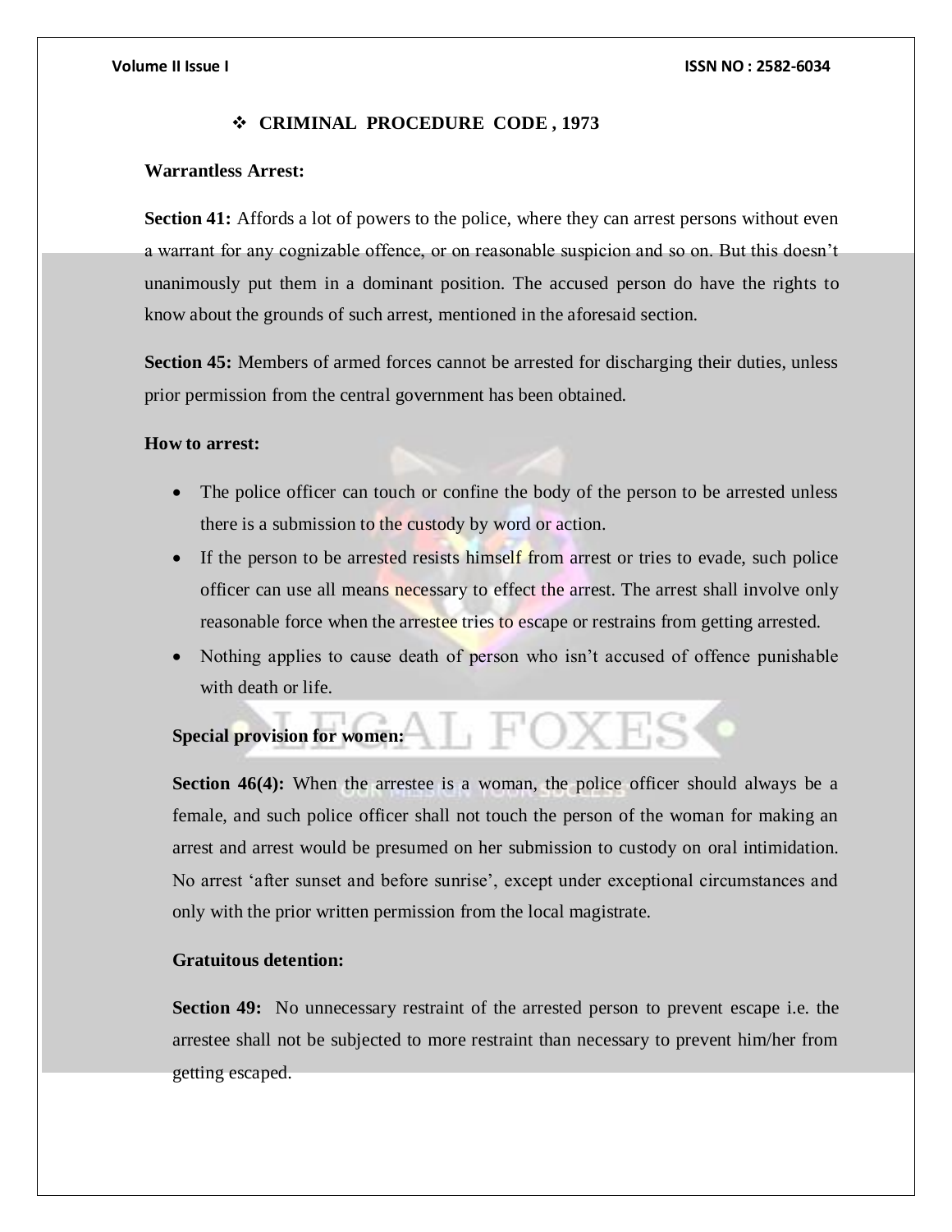## ❖ CRIMINAL PROCEDURE CODE , 1973

**Warrantless Arrest:**

**Section 41:** Affords a lot of powers to the police, where they can arrest persons without even a warrant for any cognizable offence, or on reasonable suspicion and so on. But this doesn't unanimously put them in a dominant position. The accused person do have the rights to know about the grounds of such arrest, mentioned in the aforesaid section.

**Section 45:** Members of armed forces cannot be arrested for discharging their duties, unless prior permission from the central government has been obtained.

**How to arrest:**

- The police officer can touch or confine the body of the person to be arrested unless there is a submission to the custody by word or action.
- If the person to be arrested resists himself from arrest or tries to evade, such police officer can use all means necessary to effect the arrest. The arrest shall involve only reasonable force when the arrestee tries to escape or restrains from getting arrested.
- Nothing applies to cause death of person who isn't accused of offence punishable with death or life.

**Special provision for women:**

**Section 46(4):** When the arrestee is a woman, the police officer should always be a female, and such police officer shall not touch the person of the woman for making an arrest and arrest would be presumed on her submission to custody on oral intimidation. No arrest 'after sunset and before sunrise', except under exceptional circumstances and only with the prior written permission from the local magistrate.

**Gratuitous detention:**

**Section 49:** No unnecessary restraint of the arrested person to prevent escape i.e. the arrestee shall not be subjected to more restraint than necessary to prevent him/her from getting escaped.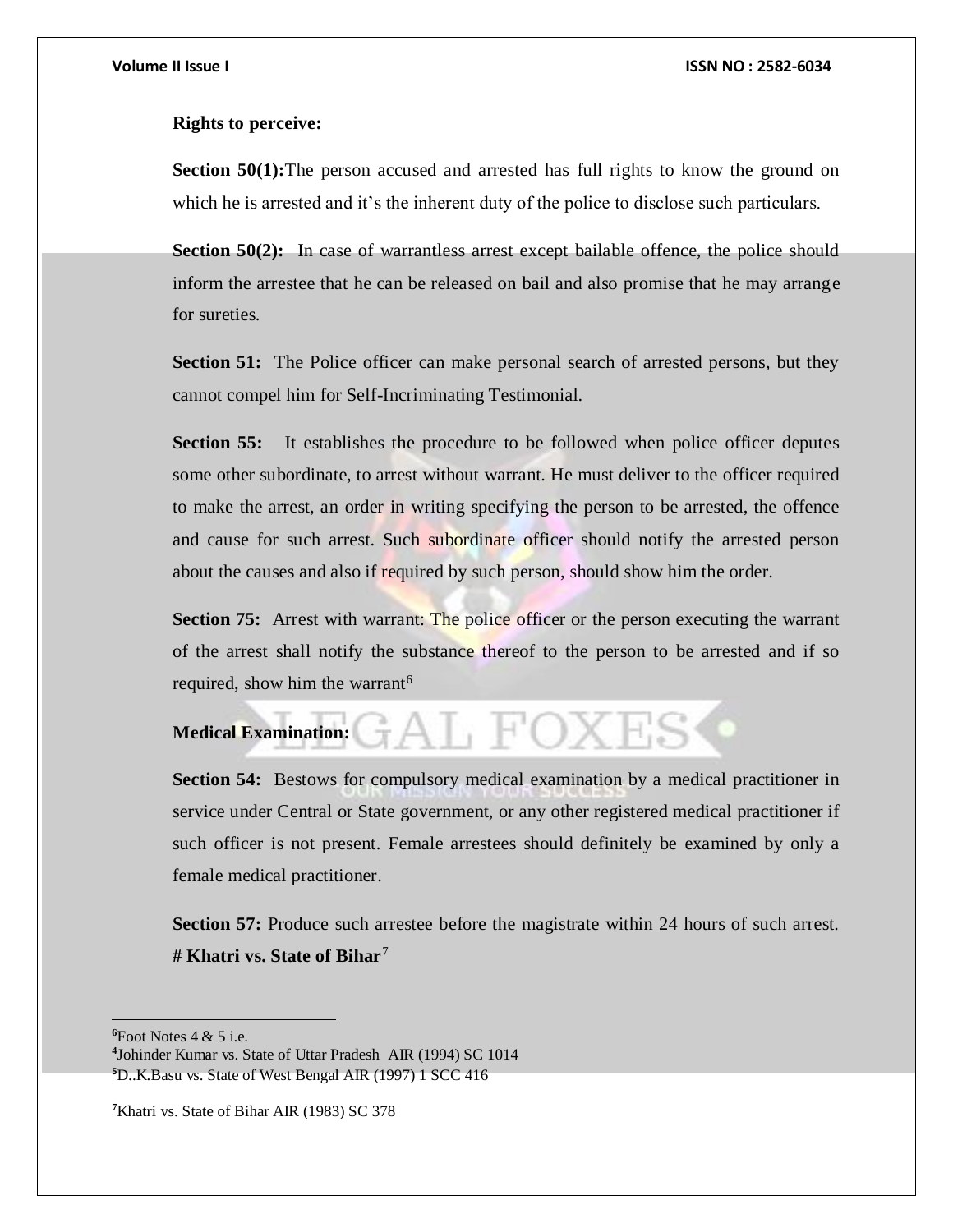**Rights to perceive:**

**Section 50(1):**The person accused and arrested has full rights to know the ground on which he is arrested and it's the inherent duty of the police to disclose such particulars.

**Section 50(2):** In case of warrantless arrest except bailable offence, the police should inform the arrestee that he can be released on bail and also promise that he may arrange for sureties.

**Section 51:** The Police officer can make personal search of arrested persons, but they cannot compel him for Self-Incriminating Testimonial.

**Section 55:** It establishes the procedure to be followed when police officer deputes some other subordinate, to arrest without warrant. He must deliver to the officer required to make the arrest, an order in writing specifying the person to be arrested, the offence and cause for such arrest. Such subordinate officer should notify the arrested person about the causes and also if required by such person, should show him the order.

**Section 75:** Arrest with warrant: The police officer or the person executing the warrant of the arrest shall notify the substance thereof to the person to be arrested and if so required, show him the warrant[6]

**Medical Examination:**

**Section 54:** Bestows for compulsory medical examination by a medical practitioner in service under Central or State government, or any other registered medical practitioner if such officer is not present. Female arrestees should definitely be examined by only a female medical practitioner.

**Section 57:** Produce such arrestee before the magistrate within 24 hours of such arrest. **# Khatri vs. State of Bihar**[7]

---

[6] Foot Notes 4 & 5 i.e.

[4] Johinder Kumar vs. State of Uttar Pradesh AIR (1994) SC 1014

[5] D..K.Basu vs. State of West Bengal AIR (1997) 1 SCC 416

[7] Khatri vs. State of Bihar AIR (1983) SC 378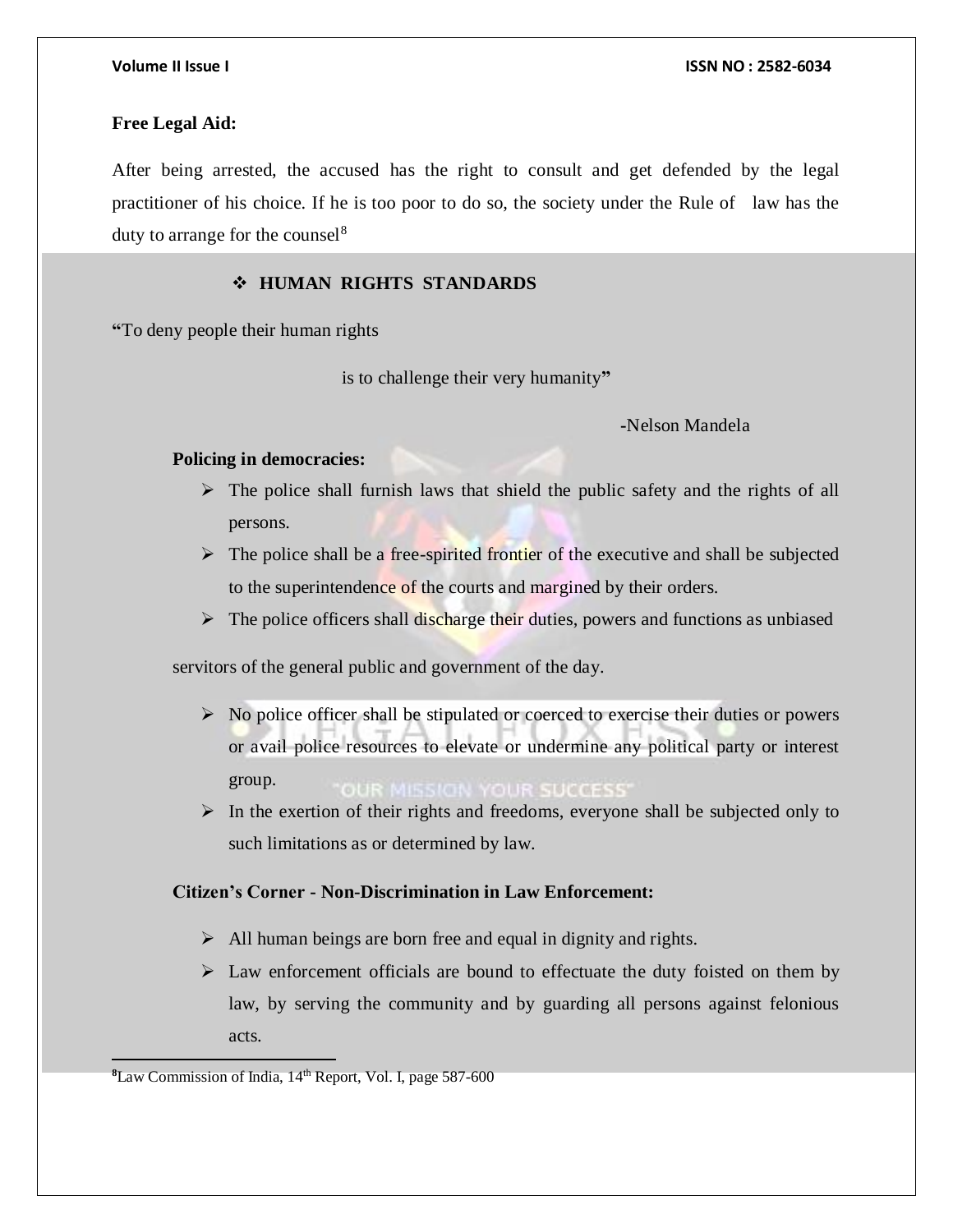**Free Legal Aid:**

After being arrested, the accused has the right to consult and get defended by the legal practitioner of his choice. If he is too poor to do so, the society under the Rule of law has the duty to arrange for the counsel[8]

## ❖ HUMAN RIGHTS STANDARDS

**"**To deny people their human rights

is to challenge their very humanity**"**

-Nelson Mandela

**Policing in democracies:**

- The police shall furnish laws that shield the public safety and the rights of all persons.
- The police shall be a free-spirited frontier of the executive and shall be subjected to the superintendence of the courts and margined by their orders.
- The police officers shall discharge their duties, powers and functions as unbiased servitors of the general public and government of the day.
- No police officer shall be stipulated or coerced to exercise their duties or powers or avail police resources to elevate or undermine any political party or interest group.
- In the exertion of their rights and freedoms, everyone shall be subjected only to such limitations as or determined by law.

**Citizen's Corner - Non-Discrimination in Law Enforcement:**

- All human beings are born free and equal in dignity and rights.
- Law enforcement officials are bound to effectuate the duty foisted on them by law, by serving the community and by guarding all persons against felonious acts.

[8] Law Commission of India, 14th Report, Vol. I, page 587-600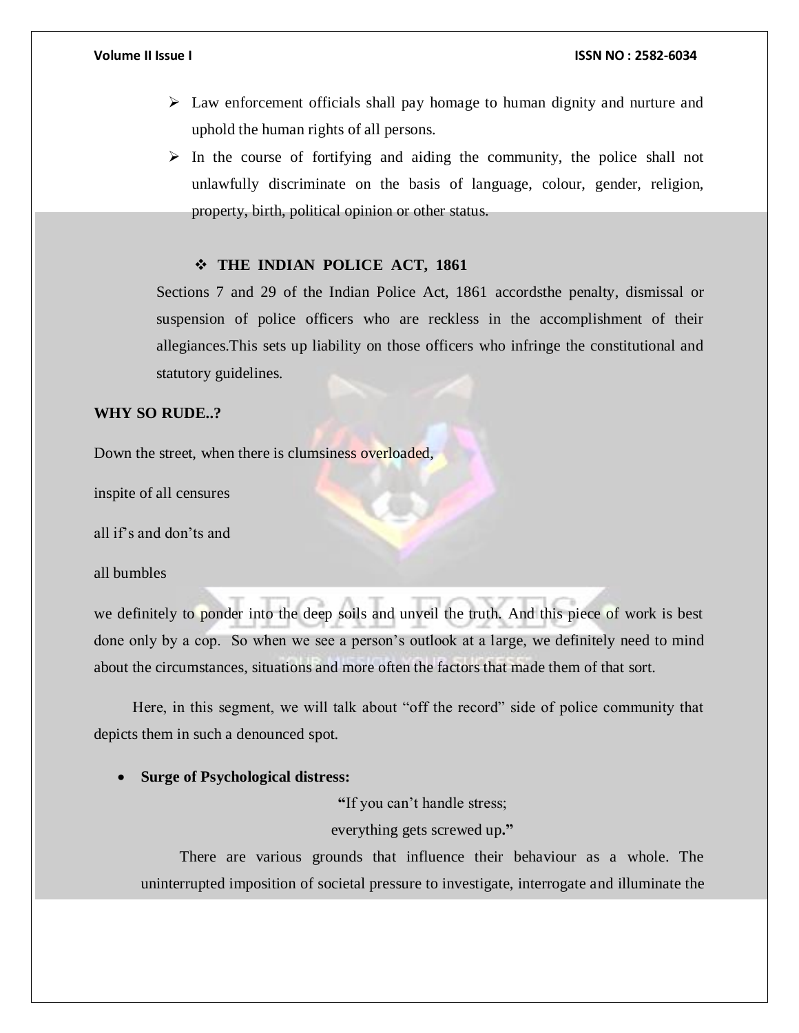- Law enforcement officials shall pay homage to human dignity and nurture and uphold the human rights of all persons.
- In the course of fortifying and aiding the community, the police shall not unlawfully discriminate on the basis of language, colour, gender, religion, property, birth, political opinion or other status.

- **THE INDIAN POLICE ACT, 1861**

Sections 7 and 29 of the Indian Police Act, 1861 accordsthe penalty, dismissal or suspension of police officers who are reckless in the accomplishment of their allegiances.This sets up liability on those officers who infringe the constitutional and statutory guidelines.

**WHY SO RUDE..?**

Down the street, when there is clumsiness overloaded,

inspite of all censures

all if's and don'ts and

all bumbles

we definitely to ponder into the deep soils and unveil the truth. And this piece of work is best done only by a cop. So when we see a person's outlook at a large, we definitely need to mind about the circumstances, situations and more often the factors that made them of that sort.

Here, in this segment, we will talk about "off the record" side of police community that depicts them in such a denounced spot.

- **Surge of Psychological distress:**

**"**If you can't handle stress;
everything gets screwed up**."**

There are various grounds that influence their behaviour as a whole. The uninterrupted imposition of societal pressure to investigate, interrogate and illuminate the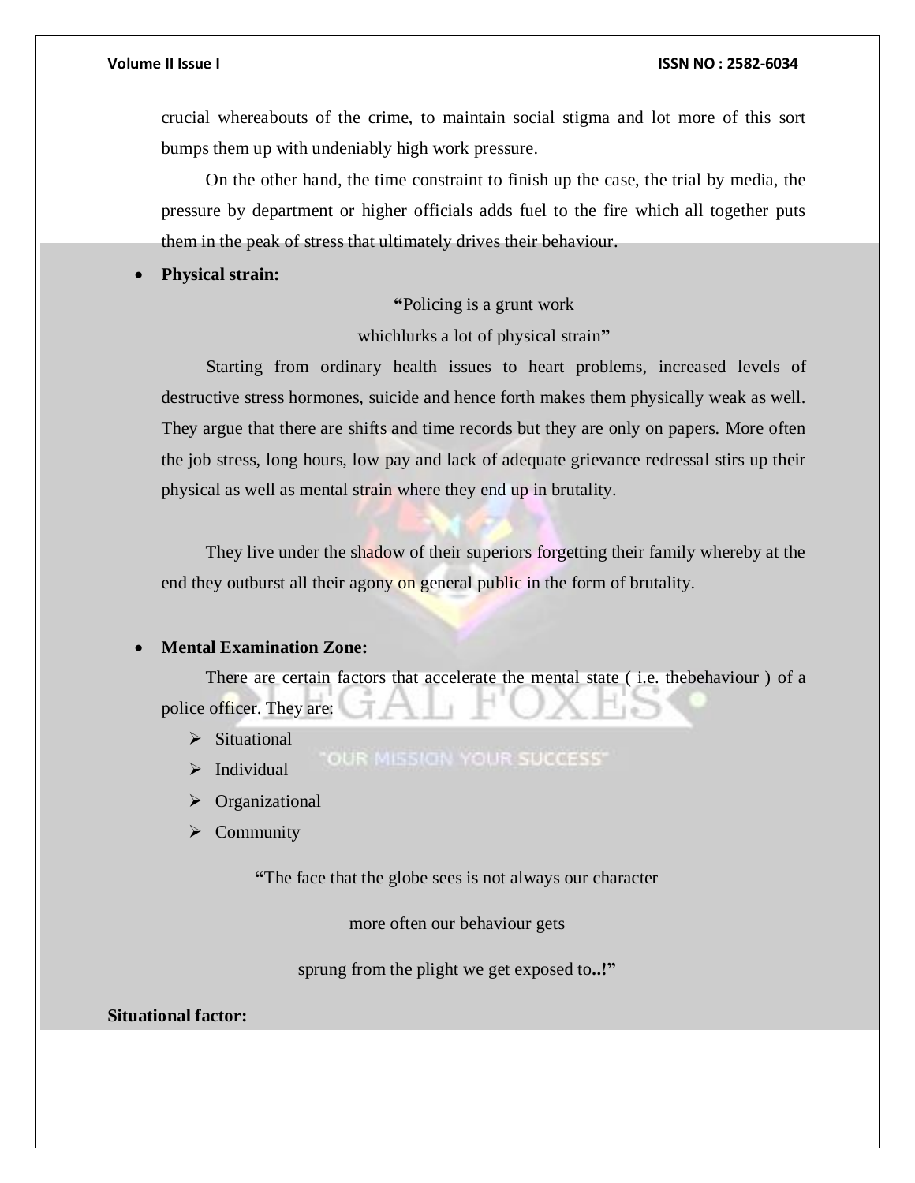crucial whereabouts of the crime, to maintain social stigma and lot more of this sort bumps them up with undeniably high work pressure.

On the other hand, the time constraint to finish up the case, the trial by media, the pressure by department or higher officials adds fuel to the fire which all together puts them in the peak of stress that ultimately drives their behaviour.

- **Physical strain:**

**"**Policing is a grunt work
whichlurks a lot of physical strain**"**

Starting from ordinary health issues to heart problems, increased levels of destructive stress hormones, suicide and hence forth makes them physically weak as well. They argue that there are shifts and time records but they are only on papers. More often the job stress, long hours, low pay and lack of adequate grievance redressal stirs up their physical as well as mental strain where they end up in brutality.

They live under the shadow of their superiors forgetting their family whereby at the end they outburst all their agony on general public in the form of brutality.

- **Mental Examination Zone:**

There are certain factors that accelerate the mental state ( i.e. thebehaviour ) of a police officer. They are:

- Situational
- Individual
- Organizational
- Community

**"**The face that the globe sees is not always our character

more often our behaviour gets

sprung from the plight we get exposed to**..!"**

**Situational factor:**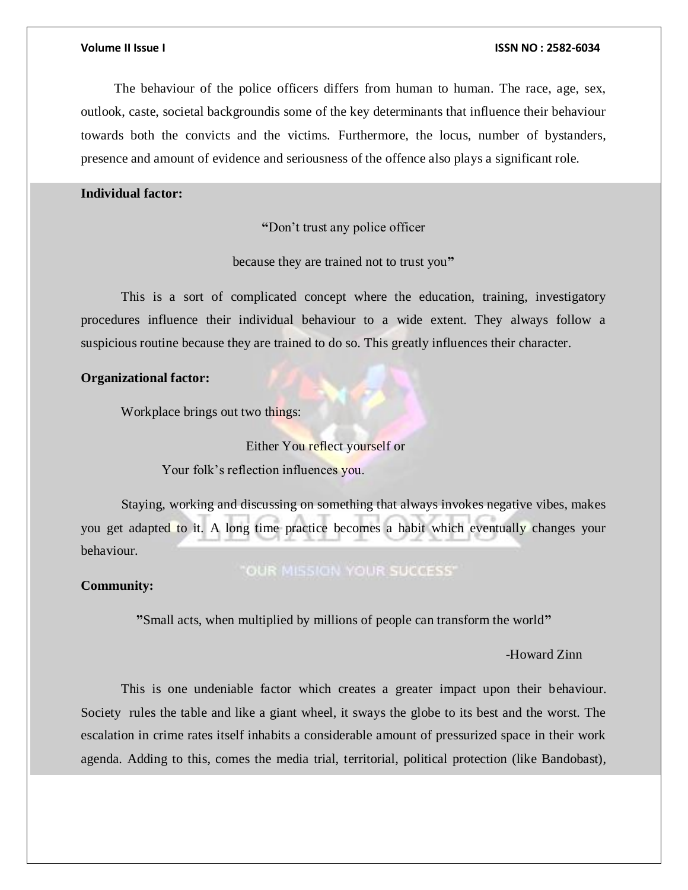The behaviour of the police officers differs from human to human. The race, age, sex, outlook, caste, societal backgroundis some of the key determinants that influence their behaviour towards both the convicts and the victims. Furthermore, the locus, number of bystanders, presence and amount of evidence and seriousness of the offence also plays a significant role.

**Individual factor:**

**"**Don't trust any police officer

because they are trained not to trust you**"**

This is a sort of complicated concept where the education, training, investigatory procedures influence their individual behaviour to a wide extent. They always follow a suspicious routine because they are trained to do so. This greatly influences their character.

**Organizational factor:**

Workplace brings out two things:

Either You reflect yourself or

Your folk's reflection influences you.

Staying, working and discussing on something that always invokes negative vibes, makes you get adapted to it. A long time practice becomes a habit which eventually changes your behaviour.

**Community:**

**"**Small acts, when multiplied by millions of people can transform the world**"**

-Howard Zinn

This is one undeniable factor which creates a greater impact upon their behaviour. Society rules the table and like a giant wheel, it sways the globe to its best and the worst. The escalation in crime rates itself inhabits a considerable amount of pressurized space in their work agenda. Adding to this, comes the media trial, territorial, political protection (like Bandobast),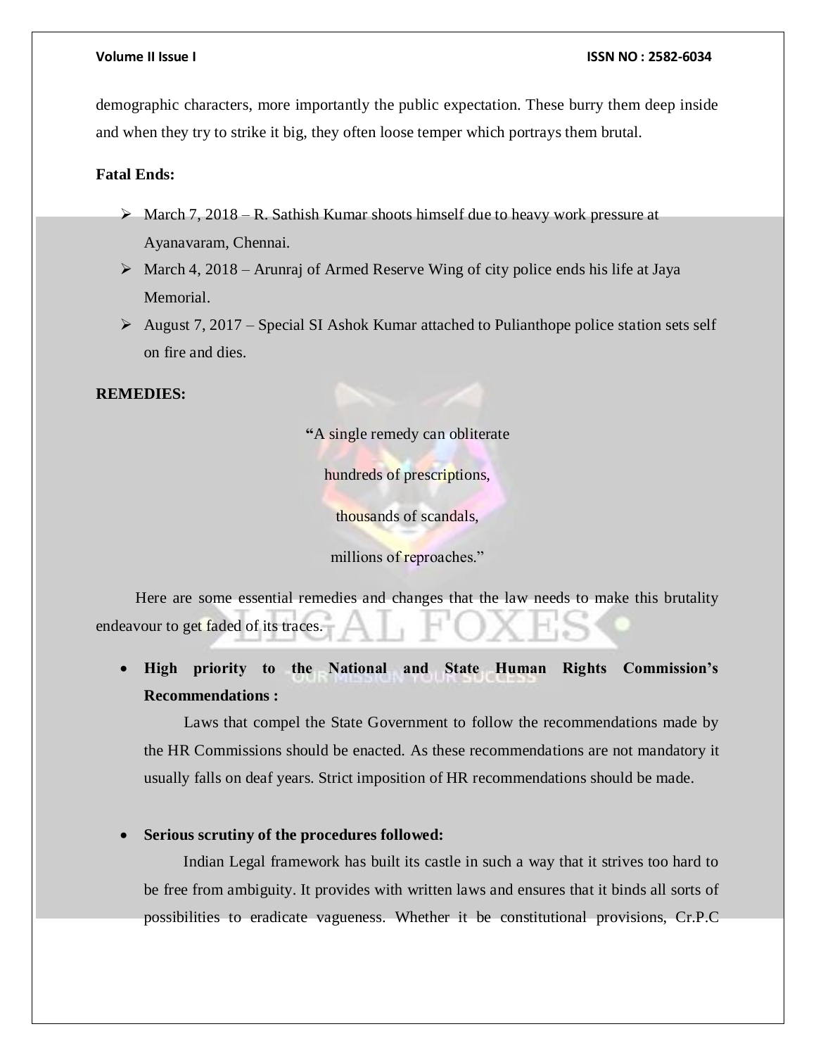demographic characters, more importantly the public expectation. These burry them deep inside and when they try to strike it big, they often loose temper which portrays them brutal.

**Fatal Ends:**

- March 7, 2018 – R. Sathish Kumar shoots himself due to heavy work pressure at Ayanavaram, Chennai.
- March 4, 2018 – Arunraj of Armed Reserve Wing of city police ends his life at Jaya Memorial.
- August 7, 2017 – Special SI Ashok Kumar attached to Pulianthope police station sets self on fire and dies.

**REMEDIES:**

> **"**A single remedy can obliterate
>
> hundreds of prescriptions,
>
> thousands of scandals,
>
> millions of reproaches."

Here are some essential remedies and changes that the law needs to make this brutality endeavour to get faded of its traces.

- **High priority to the National and State Human Rights Commission's Recommendations :**

  Laws that compel the State Government to follow the recommendations made by the HR Commissions should be enacted. As these recommendations are not mandatory it usually falls on deaf years. Strict imposition of HR recommendations should be made.

- **Serious scrutiny of the procedures followed:**

  Indian Legal framework has built its castle in such a way that it strives too hard to be free from ambiguity. It provides with written laws and ensures that it binds all sorts of possibilities to eradicate vagueness. Whether it be constitutional provisions, Cr.P.C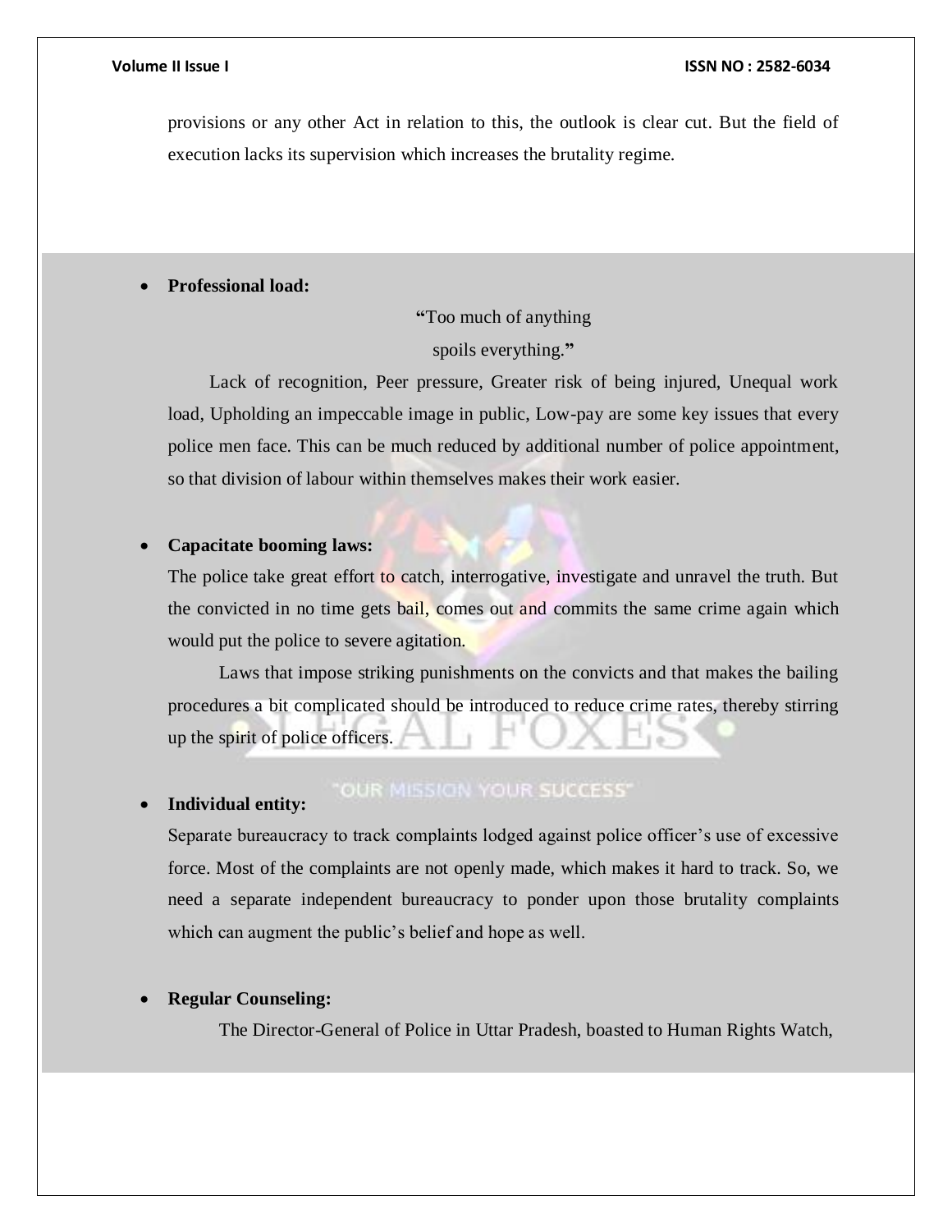provisions or any other Act in relation to this, the outlook is clear cut. But the field of execution lacks its supervision which increases the brutality regime.

- **Professional load:**

  **"**Too much of anything
  spoils everything.**"**

  Lack of recognition, Peer pressure, Greater risk of being injured, Unequal work load, Upholding an impeccable image in public, Low-pay are some key issues that every police men face. This can be much reduced by additional number of police appointment, so that division of labour within themselves makes their work easier.

- **Capacitate booming laws:**
  The police take great effort to catch, interrogative, investigate and unravel the truth. But the convicted in no time gets bail, comes out and commits the same crime again which would put the police to severe agitation.

  Laws that impose striking punishments on the convicts and that makes the bailing procedures a bit complicated should be introduced to reduce crime rates, thereby stirring up the spirit of police officers.

- **Individual entity:**
  Separate bureaucracy to track complaints lodged against police officer's use of excessive force. Most of the complaints are not openly made, which makes it hard to track. So, we need a separate independent bureaucracy to ponder upon those brutality complaints which can augment the public's belief and hope as well.

- **Regular Counseling:**

  The Director-General of Police in Uttar Pradesh, boasted to Human Rights Watch,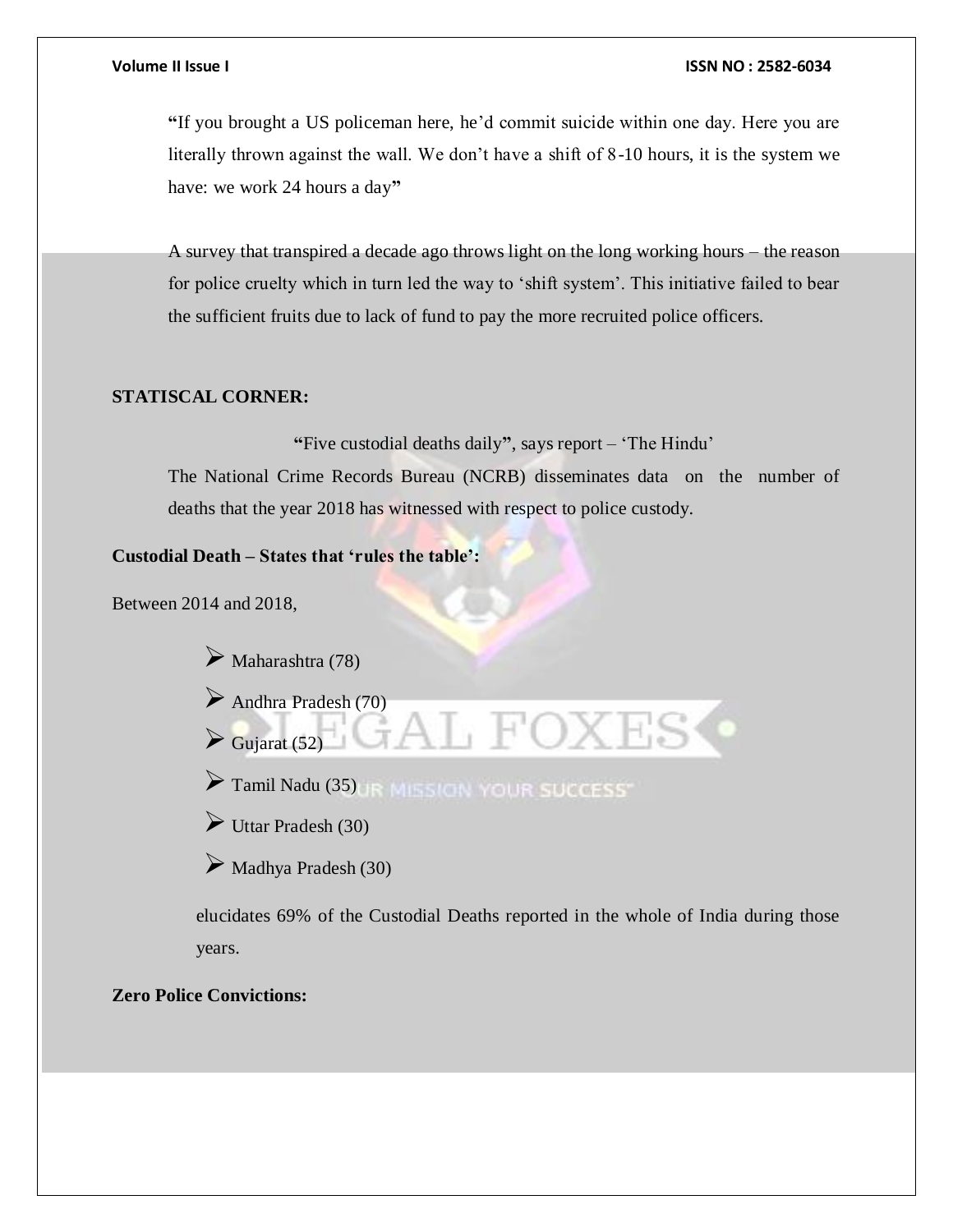**"**If you brought a US policeman here, he'd commit suicide within one day. Here you are literally thrown against the wall. We don't have a shift of 8-10 hours, it is the system we have: we work 24 hours a day**"**

A survey that transpired a decade ago throws light on the long working hours – the reason for police cruelty which in turn led the way to 'shift system'. This initiative failed to bear the sufficient fruits due to lack of fund to pay the more recruited police officers.

**STATISCAL CORNER:**

**"**Five custodial deaths daily**"**, says report – 'The Hindu'

The National Crime Records Bureau (NCRB) disseminates data on the number of deaths that the year 2018 has witnessed with respect to police custody.

**Custodial Death – States that 'rules the table':**

Between 2014 and 2018,

- Maharashtra (78)
- Andhra Pradesh (70)
- Gujarat (52)
- Tamil Nadu (35)
- Uttar Pradesh (30)
- Madhya Pradesh (30)

elucidates 69% of the Custodial Deaths reported in the whole of India during those years.

**Zero Police Convictions:**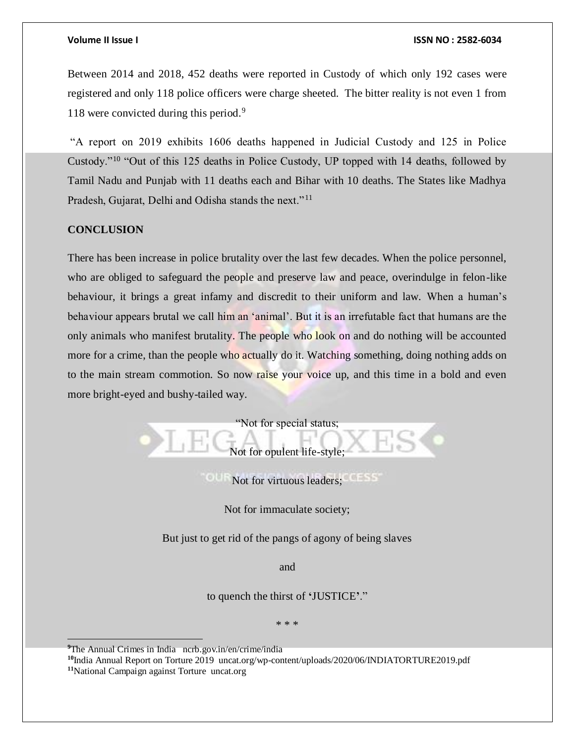Between 2014 and 2018, 452 deaths were reported in Custody of which only 192 cases were registered and only 118 police officers were charge sheeted. The bitter reality is not even 1 from 118 were convicted during this period.[9]

"A report on 2019 exhibits 1606 deaths happened in Judicial Custody and 125 in Police Custody."[10] "Out of this 125 deaths in Police Custody, UP topped with 14 deaths, followed by Tamil Nadu and Punjab with 11 deaths each and Bihar with 10 deaths. The States like Madhya Pradesh, Gujarat, Delhi and Odisha stands the next."[11]

## CONCLUSION

There has been increase in police brutality over the last few decades. When the police personnel, who are obliged to safeguard the people and preserve law and peace, overindulge in felon-like behaviour, it brings a great infamy and discredit to their uniform and law. When a human's behaviour appears brutal we call him an 'animal'. But it is an irrefutable fact that humans are the only animals who manifest brutality. The people who look on and do nothing will be accounted more for a crime, than the people who actually do it. Watching something, doing nothing adds on to the main stream commotion. So now raise your voice up, and this time in a bold and even more bright-eyed and bushy-tailed way.

"Not for special status;

Not for opulent life-style;

Not for virtuous leaders;

Not for immaculate society;

But just to get rid of the pangs of agony of being slaves

and

to quench the thirst of 'JUSTICE'."

\* \* \*

---

[9] The Annual Crimes in India ncrb.gov.in/en/crime/india

[10] India Annual Report on Torture 2019 uncat.org/wp-content/uploads/2020/06/INDIATORTURE2019.pdf

[11] National Campaign against Torture uncat.org